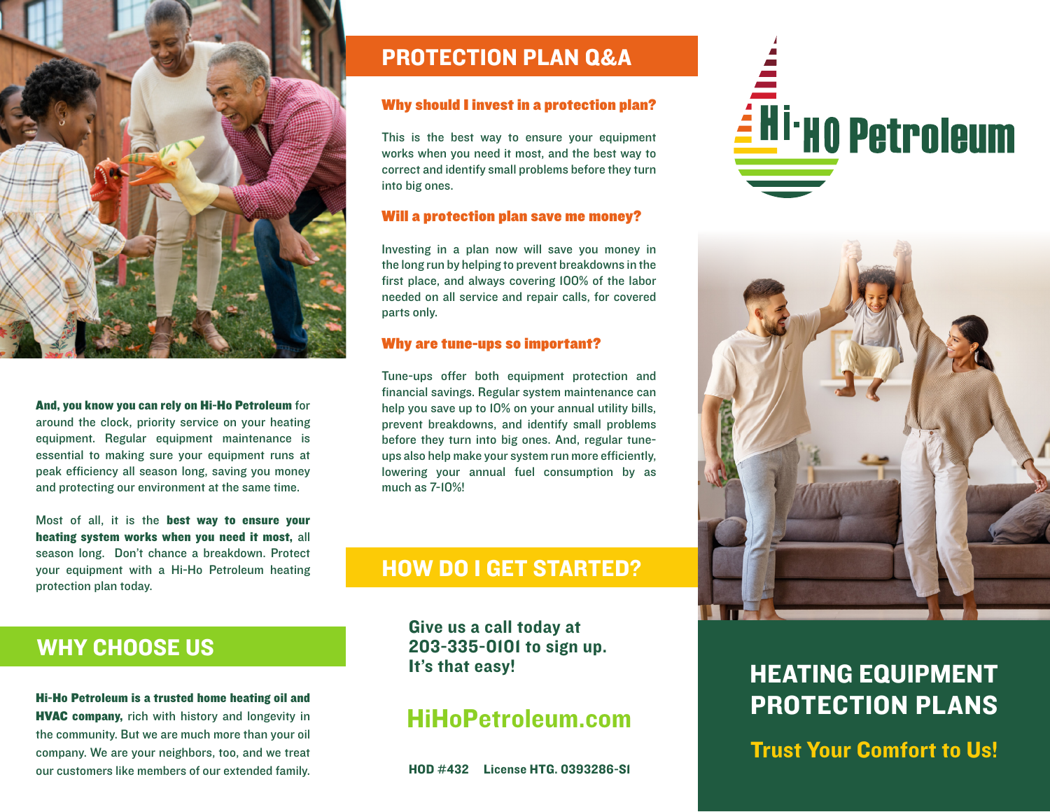**And, you know you can rely on Hi-Ho Petroleum** for around the clock, priority service on your heating equipment. Regular equipment maintenance is essential to making sure your equipment runs at peak efficiency all season long, saving you money and protecting our environment at the same time.

Most of all, it is the **best way to ensure your heating system works when you need it most,** all season long. Don't chance a breakdown. Protect your equipment with a Hi-Ho Petroleum heating protection plan today.

## WHY CHOOSE US

**Hi-Ho Petroleum is a trusted home heating oil and HVAC company,** rich with history and longevity in the community. But we are much more than your oil company. We are your neighbors, too, and we treat our customers like members of our extended family.

## PROTECTION PLAN Q&A

### Why should I invest in a protection plan?

This is the best way to ensure your equipment works when you need it most, and the best way to correct and identify small problems before they turn into big ones.

### Will a protection plan save me money?

Investing in a plan now will save you money in the long run by helping to prevent breakdowns in the first place, and always covering 100% of the labor needed on all service and repair calls, for covered parts only.

### Why are tune-ups so important?

Tune-ups offer both equipment protection and financial savings. Regular system maintenance can help you save up to 10% on your annual utility bills, prevent breakdowns, and identify small problems before they turn into big ones. And, regular tune-ups also help make your system run more efficiently, lowering your annual fuel consumption by as much as 7-10%!

## HOW DO I GET STARTED?

**Give us a call today at 203-335-0101 to sign up. It's that easy!**

**HiHoPetroleum.com**

**HOD #432 License HTG. 0393286-S1**

Hi-Ho Petroleum

# HEATING EQUIPMENT PROTECTION PLANS

**Trust Your Comfort to Us!**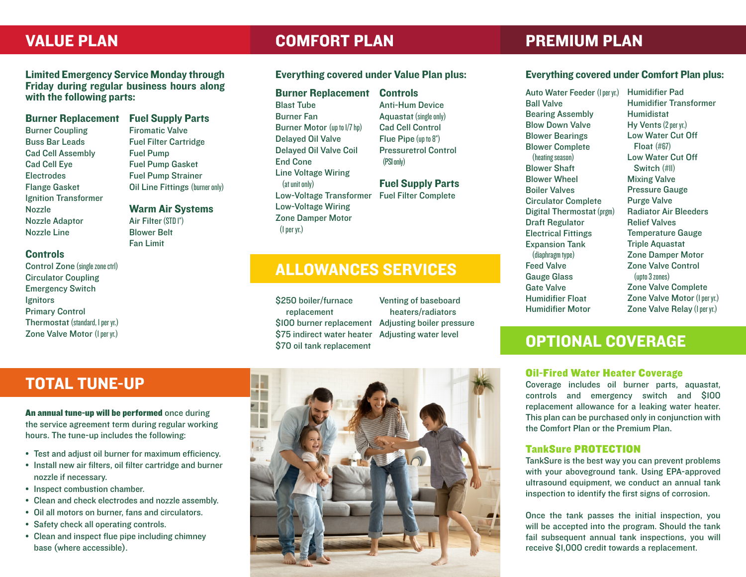## VALUE PLAN

**Limited Emergency Service Monday through Friday during regular business hours along with the following parts:**

### Burner Replacement

- Burner Coupling
- Buss Bar Leads
- Cad Cell Assembly
- Cad Cell Eye
- Electrodes
- Flange Gasket
- Ignition Transformer
- Nozzle
- Nozzle Adaptor
- Nozzle Line

### Controls

- Control Zone (single zone ctrl)
- Circulator Coupling
- Emergency Switch
- Ignitors
- Primary Control
- Thermostat (standard, 1 per yr.)
- Zone Valve Motor (1 per yr.)

### Fuel Supply Parts

- Firomatic Valve
- Fuel Filter Cartridge
- Fuel Pump
- Fuel Pump Gasket
- Fuel Pump Strainer
- Oil Line Fittings (burner only)

### Warm Air Systems

- Air Filter (STD 1")
- Blower Belt
- Fan Limit

## COMFORT PLAN

**Everything covered under Value Plan plus:**

### Burner Replacement

- Blast Tube
- Burner Fan
- Burner Motor (up to 1/7 hp)
- Delayed Oil Valve
- Delayed Oil Valve Coil
- End Cone
- Line Voltage Wiring (at unit only)
- Low-Voltage Transformer
- Low-Voltage Wiring
- Zone Damper Motor (1 per yr.)

### Controls

- Anti-Hum Device
- Aquastat (single only)
- Cad Cell Control
- Flue Pipe (up to 8")
- Pressuretrol Control (PSI only)

### Fuel Supply Parts

- Fuel Filter Complete

## PREMIUM PLAN

**Everything covered under Comfort Plan plus:**

- Auto Water Feeder (1 per yr.)
- Ball Valve
- Bearing Assembly
- Blow Down Valve
- Blower Bearings
- Blower Complete (heating season)
- Blower Shaft
- Blower Wheel
- Boiler Valves
- Circulator Complete
- Digital Thermostat (prgm)
- Draft Regulator
- Electrical Fittings
- Expansion Tank (diaphragm type)
- Feed Valve
- Gauge Glass
- Gate Valve
- Humidifier Float
- Humidifier Motor
- Humidifier Pad
- Humidifier Transformer
- Humidistat
- Hy Vents (2 per yr.)
- Low Water Cut Off Float (#67)
- Low Water Cut Off Switch (#11)
- Mixing Valve
- Pressure Gauge
- Purge Valve
- Radiator Air Bleeders
- Relief Valves
- Temperature Gauge
- Triple Aquastat
- Zone Damper Motor
- Zone Valve Control (upto 3 zones)
- Zone Valve Complete
- Zone Valve Motor (1 per yr.)
- Zone Valve Relay (1 per yr.)

## ALLOWANCES SERVICES

- $250 boiler/furnace replacement
- $100 burner replacement
- $75 indirect water heater
- $70 oil tank replacement
- Venting of baseboard heaters/radiators
- Adjusting boiler pressure
- Adjusting water level

## TOTAL TUNE-UP

**An annual tune-up will be performed** once during the service agreement term during regular working hours. The tune-up includes the following:

- Test and adjust oil burner for maximum efficiency.
- Install new air filters, oil filter cartridge and burner nozzle if necessary.
- Inspect combustion chamber.
- Clean and check electrodes and nozzle assembly.
- Oil all motors on burner, fans and circulators.
- Safety check all operating controls.
- Clean and inspect flue pipe including chimney base (where accessible).

## OPTIONAL COVERAGE

### Oil-Fired Water Heater Coverage

Coverage includes oil burner parts, aquastat, controls and emergency switch and $100 replacement allowance for a leaking water heater. This plan can be purchased only in conjunction with the Comfort Plan or the Premium Plan.

### TankSure PROTECTION

TankSure is the best way you can prevent problems with your aboveground tank. Using EPA-approved ultrasound equipment, we conduct an annual tank inspection to identify the first signs of corrosion.

Once the tank passes the initial inspection, you will be accepted into the program. Should the tank fail subsequent annual tank inspections, you will receive $1,000 credit towards a replacement.